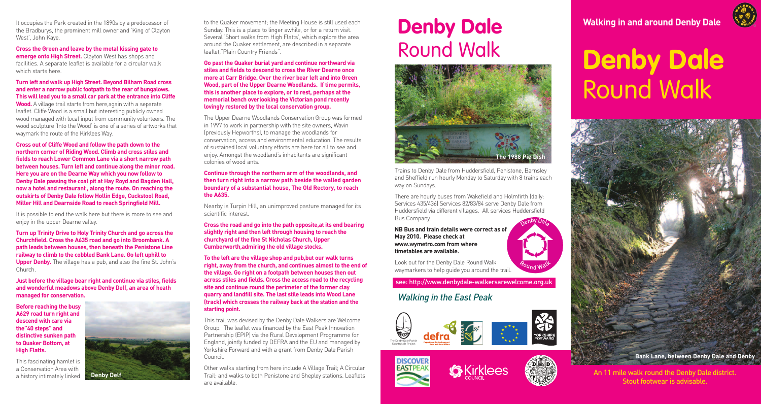It occupies the Park created in the 1890s by a predecessor of the Bradburys, the prominent mill owner and 'King of Clayton West', John Kaye.

**Cross the Green and leave by the metal kissing gate to emerge onto High Street.** Clayton West has shops and facilities. A separate leaflet is available for a circular walk which starts here.

**Turn left and walk up High Street. Beyond Bilham Road cross and enter a narrow public footpath to the rear of bungalows. This will lead you to a small car park at the entrance into Cliffe Wood.** A village trail starts from here,again with a separate leaflet. Cliffe Wood is a small but interesting publicly owned wood managed with local input from community volunteers. The wood sculpture 'Into the Wood' is one of a series of artworks that waymark the route of the Kirklees Way.

**Cross out of Cliffe Wood and follow the path down to the northern corner of Riding Wood. Climb and cross stiles and fields to reach Lower Common Lane via a short narrow path between houses. Turn left and continue along the minor road. Here you are on the Dearne Way which you now follow to Denby Dale passing the coal pit at Hay Royd and Bagden Hall, now a hotel and restaurant , along the route. On reaching the outskirts of Denby Dale follow Hollin Edge, Cuckstool Road, Miller Hill and Dearnside Road to reach Springfield Mill.**

It is possible to end the walk here but there is more to see and enjoy in the upper Dearne valley.

**Turn up Trinity Drive to Holy Trinity Church and go across the Churchfield. Cross the A635 road and go into Broombank. A path leads between houses, then beneath the Penistone Line railway to climb to the cobbled Bank Lane. Go left uphill to Upper Denby.** The village has a pub, and also the fine St. John's Church.

**Just before the village bear right and continue via stiles, fields and wonderful meadows above Denby Delf, an area of heath managed for conservation.**

**Before reaching the busy A629 road turn right and descend with care via the"40 steps" and distinctive sunken path to Quaker Bottom, at High Flatts.**

This fascinating hamlet is a Conservation Area with a history intimately linked to the Quaker movement; the Meeting House is still used each Sunday. This is a place to linger awhile, or for a return visit. Several 'Short walks from High Flatts', which explore the area around the Quaker settlement, are described in a separate leaflet,"Plain Country Friends".

Denby Delf

**Go past the Quaker burial yard and continue northward via stiles and fields to descend to cross the River Dearne once more at Carr Bridge. Over the river bear left and into Green Wood, part of the Upper Dearne Woodlands. If time permits, this is another place to explore, or to rest, perhaps at the memorial bench overlooking the Victorian pond recently lovingly restored by the local conservation group.**

The Upper Dearne Woodlands Conservation Group was formed in 1997 to work in partnership with the site owners, Wavin (previously Hepworths), to manage the woodlands for conservation, access and environmental education. The results of sustained local voluntary efforts are here for all to see and enjoy. Amongst the woodland's inhabitants are significant colonies of wood ants.

**Continue through the northern arm of the woodlands, and then turn right into a narrow path beside the walled garden boundary of a substantial house, The Old Rectory, to reach the A635.**

Nearby is Turpin Hill, an unimproved pasture managed for its scientific interest.

**Cross the road and go into the path opposite,at its end bearing slightly right and then left through housing to reach the churchyard of the fine St Nicholas Church, Upper Cumberworth,admiring the old village stocks.**

**To the left are the village shop and pub,but our walk turns right, away from the church, and continues almost to the end of the village. Go right on a footpath between houses then out across stiles and fields. Cross the access road to the recycling site and continue round the perimeter of the former clay quarry and landfill site. The last stile leads into Wood Lane (track) which crosses the railway back at the station and the starting point.**

This trail was devised by the Denby Dale Walkers are Welcome Group. The leaflet was financed by the East Peak Innovation Partnership (EPIP) via the Rural Development Programme for England, jointly funded by DEFRA and the EU and managed by Yorkshire Forward and with a grant from Denby Dale Parish Council.

Other walks starting from here include A Village Trail; A Circular Trail; and walks to both Penistone and Shepley stations. Leaflets are available.

# Denby Dale Round Walk

The 1988 Pie Dish

Trains to Denby Dale from Huddersfield, Penistone, Barnsley and Sheffield run hourly Monday to Saturday with 8 trains each way on Sundays.

There are hourly buses from Wakefield and Holmfirth (daily: Services 435/436) Services 82/83/84 serve Denby Dale from Huddersfield via different villages. All services Huddersfield Bus Company.

**NB Bus and train details were correct as of May 2010. Please check at www.wymetro.com from where timetables are available.**

Look out for the Denby Dale Round Walk waymarkers to help guide you around the trail.

Denby Dale Round Walk

see: http://www.denbydale-walkersarewelcome.org.uk

*Walking in the East Peak*

The Denby Dale Parish Countryside Project

defra

Yorkshire Forward

Discover East Peak

Kirklees Council

## Walking in and around Denby Dale

# Denby Dale Round Walk

Bank Lane, between Denby Dale and Denby

An 11 mile walk round the Denby Dale district. Stout footwear is advisable.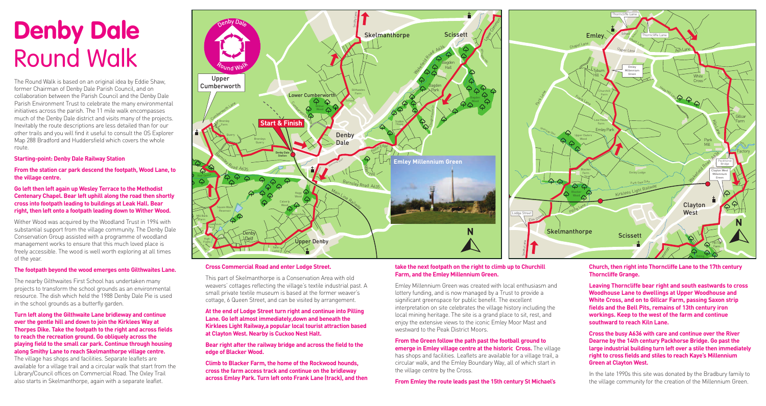# Denby Dale Round Walk

The Round Walk is based on an original idea by Eddie Shaw, former Chairman of Denby Dale Parish Council, and on collaboration between the Parish Council and the Denby Dale Parish Environment Trust to celebrate the many environmental initiatives across the parish. The 11 mile walk encompasses much of the Denby Dale district and visits many of the projects. Inevitably the route descriptions are less detailed than for our other trails and you will find it useful to consult the OS Explorer Map 288 Bradford and Huddersfield which covers the whole route.

**Starting-point: Denby Dale Railway Station**

**From the station car park descend the footpath, Wood Lane, to the village centre.**

**Go left then left again up Wesley Terrace to the Methodist Centenary Chapel. Bear left uphill along the road then shortly cross into footpath leading to buildings at Leak Hall. Bear right, then left onto a footpath leading down to Wither Wood.**

Wither Wood was acquired by the Woodland Trust in 1994 with substantial support from the village community. The Denby Dale Conservation Group assisted with a programme of woodland management works to ensure that this much loved place is freely accessible. The wood is well worth exploring at all times of the year.

**The footpath beyond the wood emerges onto Gilthwaites Lane.**

The nearby Gilthwaites First School has undertaken many projects to transform the school grounds as an environmental resource. The dish which held the 1988 Denby Dale Pie is used in the school grounds as a butterfly garden.

**Turn left along the Gilthwaite Lane bridleway and continue over the gentle hill and down to join the Kirklees Way at Thorpes Dike. Take the footpath to the right and across fields to reach the recreation ground. Go obliquely across the playing field to the small car park. Continue through housing along Smithy Lane to reach Skelmanthorpe village centre.**

The village has shops and facilities. Separate leaflets are available for a village trail and a circular walk that start from the Library/Council offices on Commercial Road. The Oxley Trail also starts in Skelmanthorpe, again with a separate leaflet.

**Cross Commercial Road and enter Lodge Street.**

This part of Skelmanthorpe is a Conservation Area with old weavers' cottages reflecting the village's textile industrial past. A small private textile museum is based at the former weaver's cottage, 6 Queen Street, and can be visited by arrangement.

**At the end of Lodge Street turn right and continue into Pilling Lane. Go left almost immediately,down and beneath the Kirklees Light Railway,a popular local tourist attraction based at Clayton West. Nearby is Cuckoo Nest Halt.**

**Bear right after the railway bridge and across the field to the edge of Blacker Wood.**

**Climb to Blacker Farm, the home of the Rockwood hounds, cross the farm access track and continue on the bridleway across Emley Park. Turn left onto Frank Lane (track), and then take the next footpath on the right to climb up to Churchill Farm, and the Emley Millennium Green.**

Emley Millennium Green was created with local enthusiasm and lottery funding, and is now managed by a Trust to provide a significant greenspace for public benefit. The excellent interpretation on site celebrates the village history including the local mining heritage. The site is a grand place to sit, rest, and enjoy the extensive views to the iconic Emley Moor Mast and westward to the Peak District Moors.

**From the Green follow the path past the football ground to emerge in Emley village centre at the historic Cross.** The village has shops and facilities. Leaflets are available for a village trail, a circular walk, and the Emley Boundary Way, all of which start in the village centre by the Cross.

**From Emley the route leads past the 15th century St Michael's Church, then right into Thorncliffe Lane to the 17th century Thorncliffe Grange.**

**Leaving Thorncliffe bear right and south eastwards to cross Woodhouse Lane to dwellings at Upper Woodhouse and White Cross, and on to Gillcar Farm, passing Saxon strip fields and the Bell Pits, remains of 13th century iron workings. Keep to the west of the farm and continue southward to reach Kiln Lane.**

**Cross the busy A636 with care and continue over the River Dearne by the 14th century Packhorse Bridge. Go past the large industrial building turn left over a stile then immediately right to cross fields and stiles to reach Kaye's Millennium Green at Clayton West.**

In the late 1990s this site was donated by the Bradbury family to the village community for the creation of the Millennium Green.